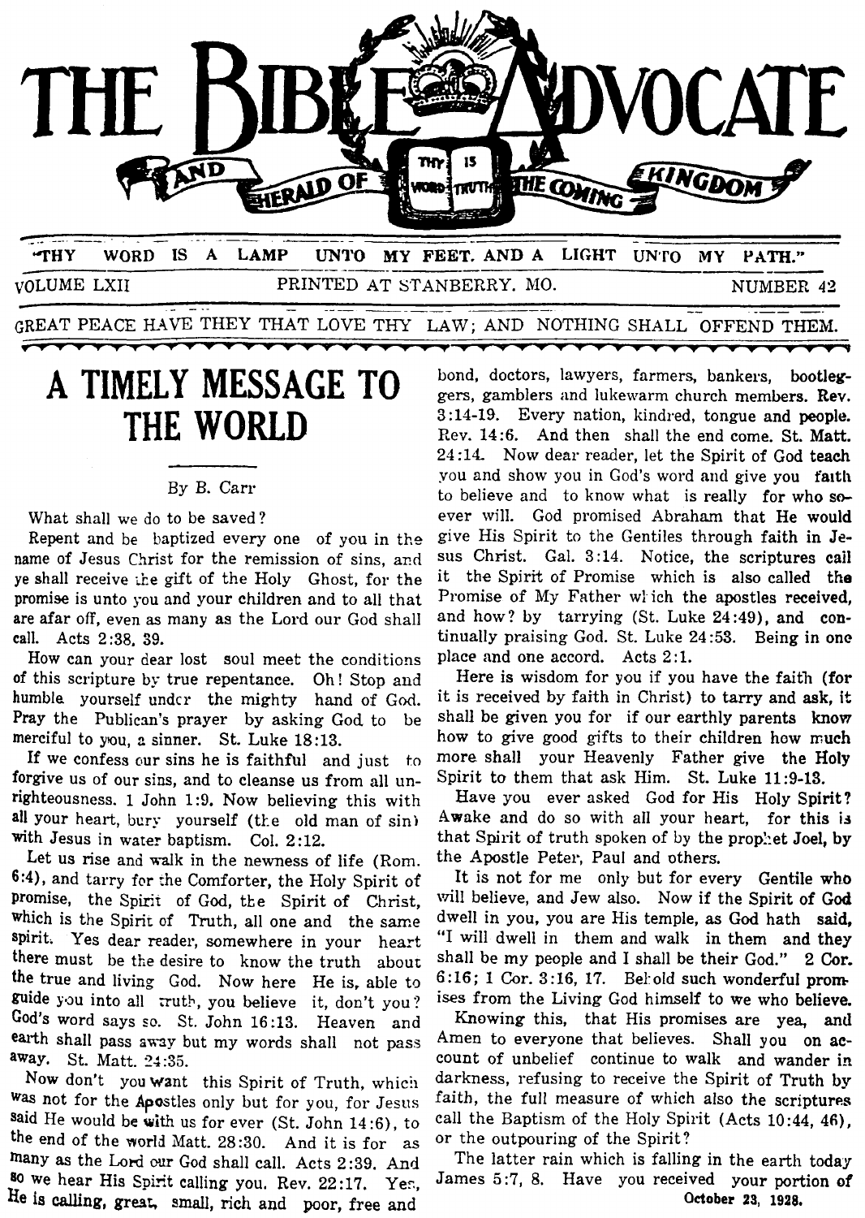# THE BIBLE ADVOCATE

AND HERALD OF THE COMING KINGDOM

THY WORD IS TRUTH

"THY WORD IS A LAMP UNTO MY FEET. AND A LIGHT UNTO MY PATH."

VOLUME LXII — PRINTED AT STANBERRY, MO. — NUMBER 42

GREAT PEACE HAVE THEY THAT LOVE THY LAW; AND NOTHING SHALL OFFEND THEM.

## A TIMELY MESSAGE TO THE WORLD

By B. Carr

What shall we do to be saved?

Repent and be baptized every one of you in the name of Jesus Christ for the remission of sins, and ye shall receive the gift of the Holy Ghost, for the promise is unto you and your children and to all that are afar off, even as many as the Lord our God shall call. Acts 2:38, 39.

How can your dear lost soul meet the conditions of this scripture by true repentance. Oh! Stop and humble yourself under the mighty hand of God. Pray the Publican's prayer by asking God to be merciful to you, a sinner. St. Luke 18:13.

If we confess our sins he is faithful and just to forgive us of our sins, and to cleanse us from all unrighteousness. 1 John 1:9. Now believing this with all your heart, bury yourself (the old man of sin) with Jesus in water baptism. Col. 2:12.

Let us rise and walk in the newness of life (Rom. 6:4), and tarry for the Comforter, the Holy Spirit of promise, the Spirit of God, the Spirit of Christ, which is the Spirit of Truth, all one and the same spirit. Yes dear reader, somewhere in your heart there must be the desire to know the truth about the true and living God. Now here He is, able to guide you into all truth, you believe it, don't you? God's word says so. St. John 16:13. Heaven and earth shall pass away but my words shall not pass away. St. Matt. 24:35.

Now don't you want this Spirit of Truth, which was not for the Apostles only but for you, for Jesus said He would be with us for ever (St. John 14:6), to the end of the world Matt. 28:30. And it is for as many as the Lord our God shall call. Acts 2:39. And so we hear His Spirit calling you. Rev. 22:17. Yes, He is calling, great, small, rich and poor, free and bond, doctors, lawyers, farmers, bankers, bootleggers, gamblers and lukewarm church members. Rev. 3:14-19. Every nation, kindred, tongue and people. Rev. 14:6. And then shall the end come. St. Matt. 24:14. Now dear reader, let the Spirit of God teach you and show you in God's word and give you faith to believe and to know what is really for who soever will. God promised Abraham that He would give His Spirit to the Gentiles through faith in Jesus Christ. Gal. 3:14. Notice, the scriptures call it the Spirit of Promise which is also called the Promise of My Father which the apostles received, and how? by tarrying (St. Luke 24:49), and continually praising God. St. Luke 24:53. Being in one place and one accord. Acts 2:1.

Here is wisdom for you if you have the faith (for it is received by faith in Christ) to tarry and ask, it shall be given you for if our earthly parents know how to give good gifts to their children how much more shall your Heavenly Father give the Holy Spirit to them that ask Him. St. Luke 11:9-13.

Have you ever asked God for His Holy Spirit? Awake and do so with all your heart, for this is that Spirit of truth spoken of by the prophet Joel, by the Apostle Peter, Paul and others.

It is not for me only but for every Gentile who will believe, and Jew also. Now if the Spirit of God dwell in you, you are His temple, as God hath said, "I will dwell in them and walk in them and they shall be my people and I shall be their God." 2 Cor. 6:16; 1 Cor. 3:16, 17. Behold such wonderful promises from the Living God himself to we who believe.

Knowing this, that His promises are yea, and Amen to everyone that believes. Shall you on account of unbelief continue to walk and wander in darkness, refusing to receive the Spirit of Truth by faith, the full measure of which also the scriptures call the Baptism of the Holy Spirit (Acts 10:44, 46), or the outpouring of the Spirit?

The latter rain which is falling in the earth today James 5:7, 8. Have you received your portion of

October 23, 1928.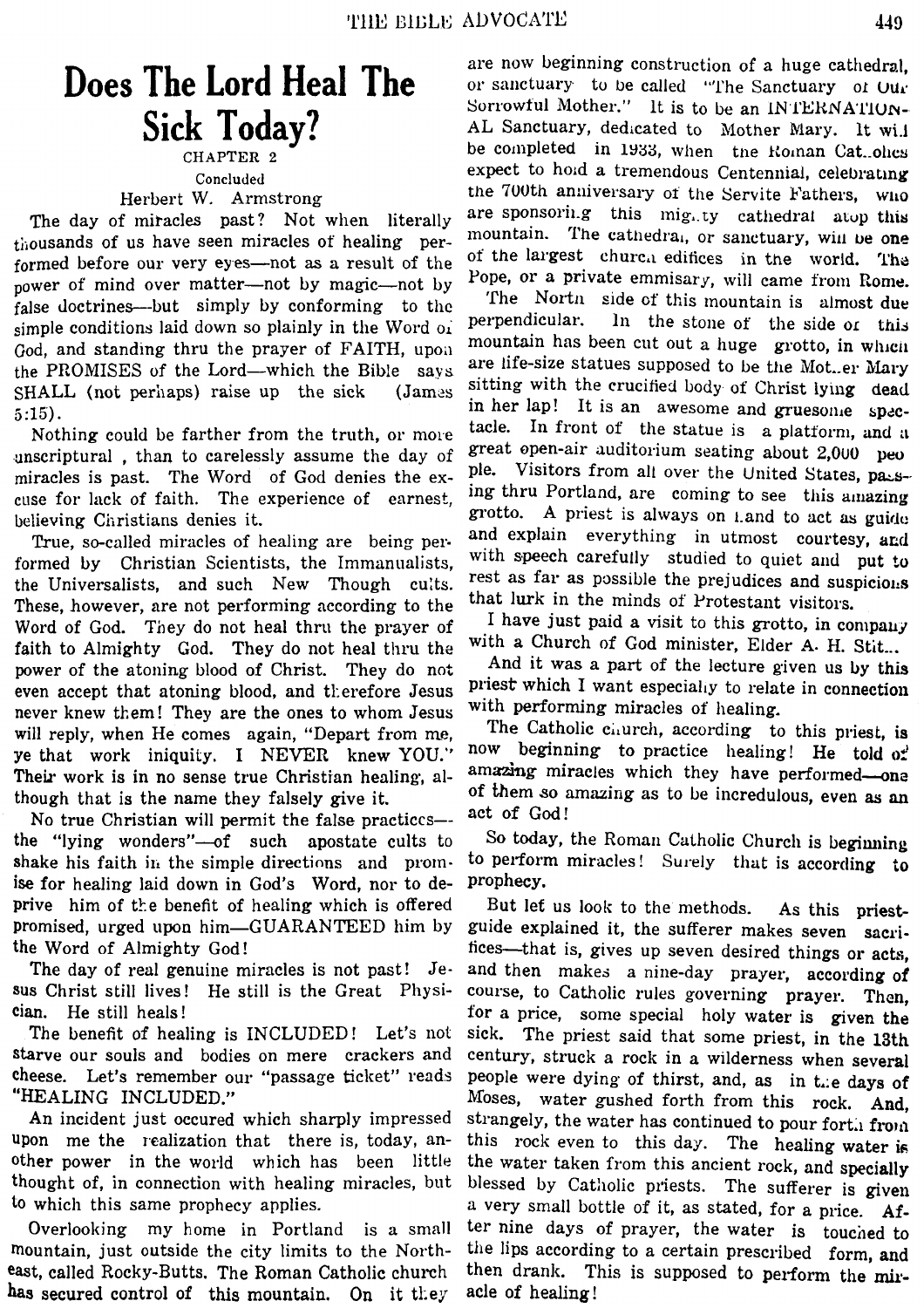# Does The Lord Heal The Sick Today?

CHAPTER 2

Concluded

Herbert W. Armstrong

The day of miracles past? Not when literally thousands of us have seen miracles of healing performed before our very eyes—not as a result of the power of mind over matter—not by magic—not by false doctrines—but simply by conforming to the simple conditions laid down so plainly in the Word of God, and standing thru the prayer of FAITH, upon the PROMISES of the Lord—which the Bible says SHALL (not perhaps) raise up the sick (James 5:15).

Nothing could be farther from the truth, or more unscriptural , than to carelessly assume the day of miracles is past. The Word of God denies the excuse for lack of faith. The experience of earnest, believing Christians denies it.

True, so-called miracles of healing are being performed by Christian Scientists, the Immanualists, the Universalists, and such New Though cults. These, however, are not performing according to the Word of God. They do not heal thru the prayer of faith to Almighty God. They do not heal thru the power of the atoning blood of Christ. They do not even accept that atoning blood, and therefore Jesus never knew them! They are the ones to whom Jesus will reply, when He comes again, "Depart from me, ye that work iniquity. I NEVER knew YOU." Their work is in no sense true Christian healing, although that is the name they falsely give it.

No true Christian will permit the false practices—the "lying wonders"—of such apostate cults to shake his faith in the simple directions and promise for healing laid down in God's Word, nor to deprive him of the benefit of healing which is offered promised, urged upon him—GUARANTEED him by the Word of Almighty God!

The day of real genuine miracles is not past! Jesus Christ still lives! He still is the Great Physician. He still heals!

The benefit of healing is INCLUDED! Let's not starve our souls and bodies on mere crackers and cheese. Let's remember our "passage ticket" reads "HEALING INCLUDED."

An incident just occured which sharply impressed upon me the realization that there is, today, another power in the world which has been little thought of, in connection with healing miracles, but to which this same prophecy applies.

Overlooking my home in Portland is a small mountain, just outside the city limits to the Northeast, called Rocky-Butts. The Roman Catholic church has secured control of this mountain. On it they are now beginning construction of a huge cathedral, or sanctuary to be called "The Sanctuary of Our Sorrowful Mother." It is to be an INTERNATIONAL Sanctuary, dedicated to Mother Mary. It will be completed in 1933, when the Roman Catholics expect to hold a tremendous Centennial, celebrating the 700th anniversary of the Servite Fathers, who are sponsoring this mighty cathedral atop this mountain. The cathedral, or sanctuary, will be one of the largest church edifices in the world. The Pope, or a private emmisary, will came from Rome.

The North side of this mountain is almost due perpendicular. In the stone of the side of this mountain has been cut out a huge grotto, in which are life-size statues supposed to be the Mother Mary sitting with the crucified body of Christ lying dead in her lap! It is an awesome and gruesome spectacle. In front of the statue is a platform, and a great open-air auditorium seating about 2,000 people. Visitors from all over the United States, passing thru Portland, are coming to see this amazing grotto. A priest is always on hand to act as guide and explain everything in utmost courtesy, and with speech carefully studied to quiet and put to rest as far as possible the prejudices and suspicions that lurk in the minds of Protestant visitors.

I have just paid a visit to this grotto, in company with a Church of God minister, Elder A. H. Stit...

And it was a part of the lecture given us by this priest which I want especially to relate in connection with performing miracles of healing.

The Catholic church, according to this priest, is now beginning to practice healing! He told of amazing miracles which they have performed—one of them so amazing as to be incredulous, even as an act of God!

So today, the Roman Catholic Church is beginning to perform miracles! Surely that is according to prophecy.

But let us look to the methods. As this priest-guide explained it, the sufferer makes seven sacrifices—that is, gives up seven desired things or acts, and then makes a nine-day prayer, according of course, to Catholic rules governing prayer. Then, for a price, some special holy water is given the sick. The priest said that some priest, in the 13th century, struck a rock in a wilderness when several people were dying of thirst, and, as in the days of Moses, water gushed forth from this rock. And, strangely, the water has continued to pour forth from this rock even to this day. The healing water is the water taken from this ancient rock, and specially blessed by Catholic priests. The sufferer is given a very small bottle of it, as stated, for a price. After nine days of prayer, the water is touched to the lips according to a certain prescribed form, and then drank. This is supposed to perform the miracle of healing!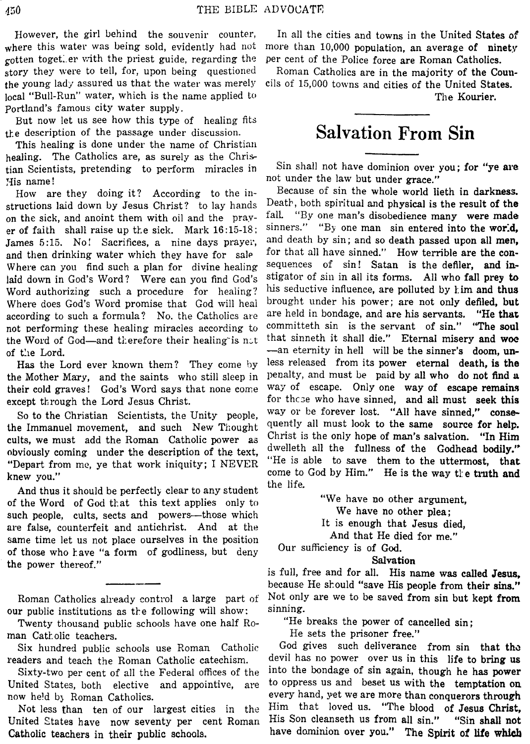However, the girl behind the souvenir counter, where this water was being sold, evidently had not gotten together with the priest guide, regarding the story they were to tell, for, upon being questioned the young lady assured us that the water was merely local "Bull-Run" water, which is the name applied to Portland's famous city water supply.

But now let us see how this type of healing fits the description of the passage under discussion.

This healing is done under the name of Christian healing. The Catholics are, as surely as the Christian Scientists, pretending to perform miracles in His name!

How are they doing it? According to the instructions laid down by Jesus Christ? to lay hands on the sick, and anoint them with oil and the prayer of faith shall raise up the sick. Mark 16:15-18; James 5:15. No! Sacrifices, a nine days prayer, and then drinking water which they have for sale Where can you find such a plan for divine healing laid down in God's Word? Were can you find God's Word authorizing such a procedure for healing? Where does God's Word promise that God will heal according to such a formula? No. the Catholics are not performing these healing miracles according to the Word of God—and therefore their healing is not of the Lord.

Has the Lord ever known them? They come by the Mother Mary, and the saints who still sleep in their cold graves! God's Word says that none come except through the Lord Jesus Christ.

So to the Christian Scientists, the Unity people, the Immanuel movement, and such New Thought cults, we must add the Roman Catholic power as obviously coming under the description of the text, "Depart from me, ye that work iniquity; I NEVER knew you."

And thus it should be perfectly clear to any student of the Word of God that this text applies only to such people, cults, sects and powers—those which are false, counterfeit and antichrist. And at the same time let us not place ourselves in the position of those who have "a form of godliness, but deny the power thereof."

---

Roman Catholics already control a large part of our public institutions as the following will show:

Twenty thousand public schools have one half Roman Catholic teachers.

Six hundred public schools use Roman Catholic readers and teach the Roman Catholic catechism.

Sixty-two per cent of all the Federal offices of the United States, both elective and appointive, are now held by Roman Catholics.

Not less than ten of our largest cities in the United States have now seventy per cent Roman Catholic teachers in their public schools.

In all the cities and towns in the United States of more than 10,000 population, an average of ninety per cent of the Police force are Roman Catholics.

Roman Catholics are in the majority of the Councils of 15,000 towns and cities of the United States.

The Kourier.

# Salvation From Sin

Sin shall not have dominion over you; for "ye are not under the law but under grace."

Because of sin the whole world lieth in darkness. Death, both spiritual and physical is the result of the fall. "By one man's disobedience many were made sinners." "By one man sin entered into the world, and death by sin; and so death passed upon all men, for that all have sinned." How terrible are the consequences of sin! Satan is the defiler, and instigator of sin in all its forms. All who fall prey to his seductive influence, are polluted by him and thus brought under his power; are not only defiled, but are held in bondage, and are his servants. "He that committeth sin is the servant of sin." "The soul that sinneth it shall die." Eternal misery and woe —an eternity in hell will be the sinner's doom, unless released from its power eternal death, is the penalty, and must be paid by all who do not find a way of escape. Only one way of escape remains for those who have sinned, and all must seek this way or be forever lost. "All have sinned," consequently all must look to the same source for help. Christ is the only hope of man's salvation. "In Him dwelleth all the fullness of the Godhead bodily." "He is able to save them to the uttermost, that come to God by Him." He is the way the truth and the life.

"We have no other argument,
We have no other plea;
It is enough that Jesus died,
And that He died for me."

Our sufficiency is of God.

**Salvation**

is full, free and for all. His name was called Jesus, because He should "save His people from their sins." Not only are we to be saved from sin but kept from sinning.

"He breaks the power of cancelled sin;
He sets the prisoner free."

God gives such deliverance from sin that the devil has no power over us in this life to bring us into the bondage of sin again, though he has power to oppress us and beset us with the temptation on every hand, yet we are more than conquerors through Him that loved us. "The blood of Jesus Christ, His Son cleanseth us from all sin." "Sin shall not have dominion over you." The Spirit of life which